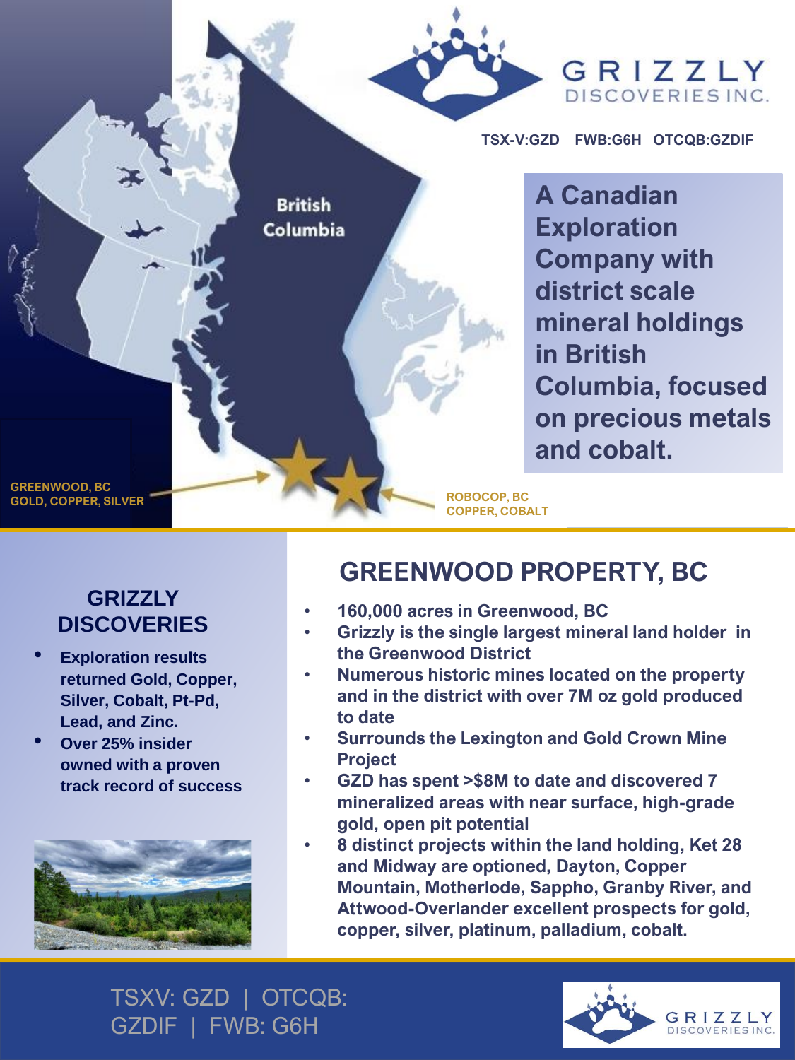# GRIZZLY DISCOVERIES INC.

TSX-V:GZD FWB:G6H OTCQB:GZDIF

**A Canadian Exploration Company with district scale mineral holdings in British Columbia, focused on precious metals and cobalt.**

British Columbia

GREENWOOD, BC
GOLD, COPPER, SILVER

ROBOCOP, BC
COPPER, COBALT

## GRIZZLY DISCOVERIES

- **Exploration results returned Gold, Copper, Silver, Cobalt, Pt-Pd, Lead, and Zinc.**
- **Over 25% insider owned with a proven track record of success**

## GREENWOOD PROPERTY, BC

- **160,000 acres in Greenwood, BC**
- **Grizzly is the single largest mineral land holder in the Greenwood District**
- **Numerous historic mines located on the property and in the district with over 7M oz gold produced to date**
- **Surrounds the Lexington and Gold Crown Mine Project**
- **GZD has spent >$8M to date and discovered 7 mineralized areas with near surface, high-grade gold, open pit potential**
- **8 distinct projects within the land holding, Ket 28 and Midway are optioned, Dayton, Copper Mountain, Motherlode, Sappho, Granby River, and Attwood-Overlander excellent prospects for gold, copper, silver, platinum, palladium, cobalt.**

TSXV: GZD | OTCQB: GZDIF | FWB: G6H

GRIZZLY DISCOVERIES INC.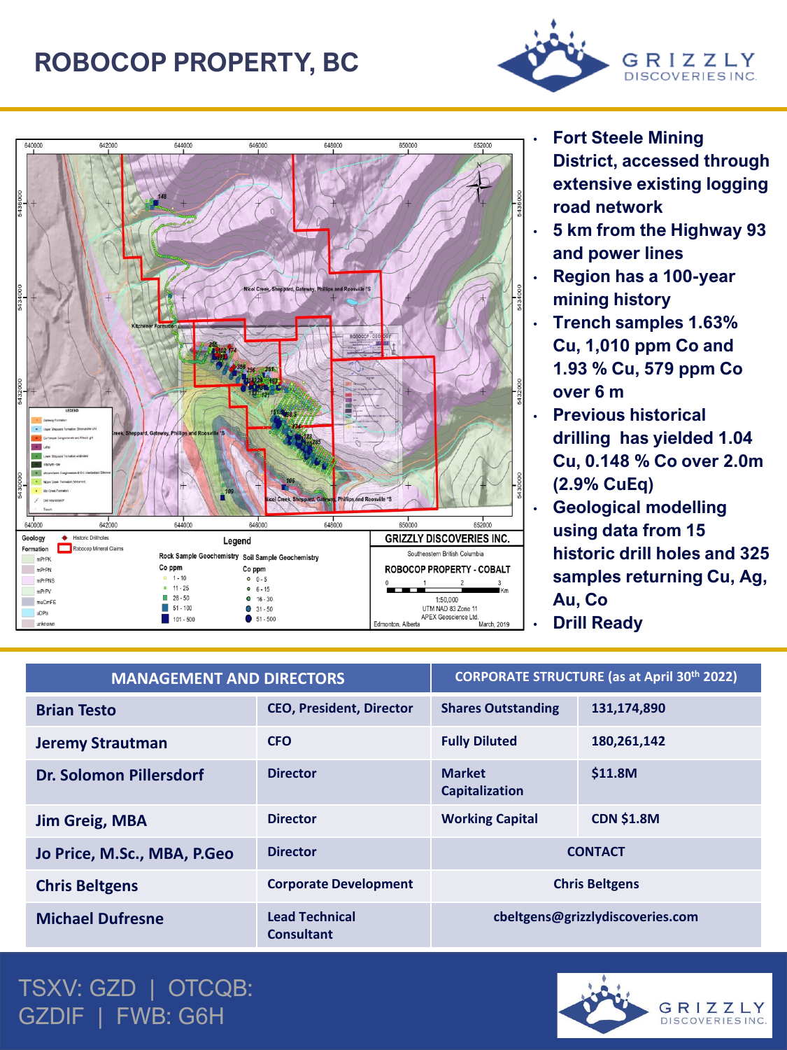# ROBOCOP PROPERTY, BC

GRIZZLY DISCOVERIES INC.

GRIZZLY DISCOVERIES INC.

ROBOCOP PROPERTY - COBALT

Southeastern British Columbia

1:50,000

UTM NAD 83 Zone 11

APEX Geoscience Ltd.

Edmonton, Alberta

March, 2019

- Fort Steele Mining District, accessed through extensive existing logging road network
- 5 km from the Highway 93 and power lines
- Region has a 100-year mining history
- Trench samples 1.63% Cu, 1,010 ppm Co and 1.93 % Cu, 579 ppm Co over 6 m
- Previous historical drilling has yielded 1.04 Cu, 0.148 % Co over 2.0m (2.9% CuEq)
- Geological modelling using data from 15 historic drill holes and 325 samples returning Cu, Ag, Au, Co
- Drill Ready

| MANAGEMENT AND DIRECTORS | |
|---|---|
| Brian Testo | CEO, President, Director |
| Jeremy Strautman | CFO |
| Dr. Solomon Pillersdorf | Director |
| Jim Greig, MBA | Director |
| Jo Price, M.Sc., MBA, P.Geo | Director |
| Chris Beltgens | Corporate Development |
| Michael Dufresne | Lead Technical Consultant |

| CORPORATE STRUCTURE (as at April 30th 2022) | |
|---|---|
| Shares Outstanding | 131,174,890 |
| Fully Diluted | 180,261,142 |
| Market Capitalization | $11.8M |
| Working Capital | CDN $1.8M |

**CONTACT**

Chris Beltgens

cbeltgens@grizzlydiscoveries.com

TSXV: GZD | OTCQB: GZDIF | FWB: G6H